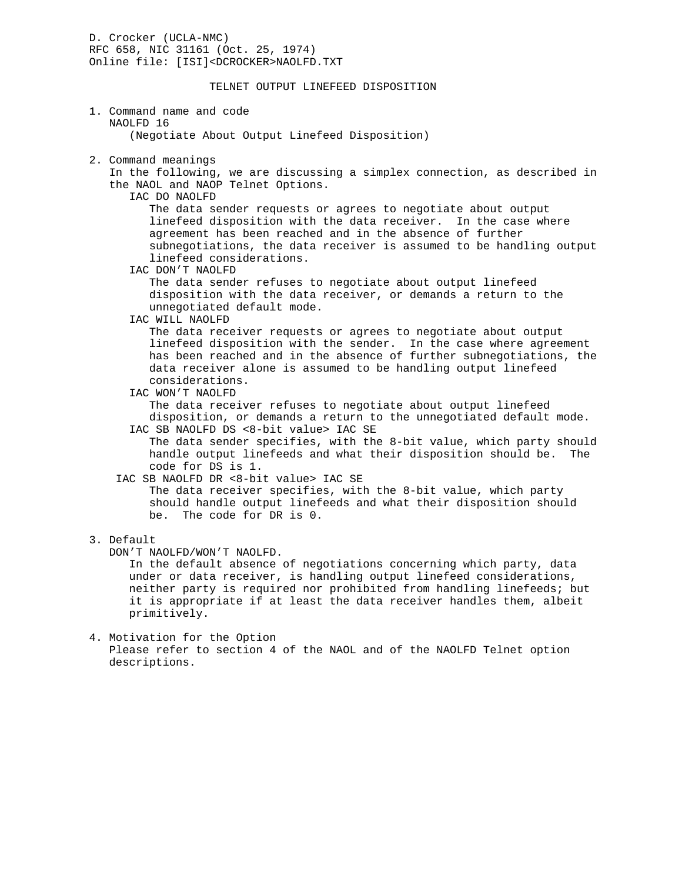D. Crocker (UCLA-NMC)
RFC 658, NIC 31161 (Oct. 25, 1974)
Online file: [ISI]<DCROCKER>NAOLFD.TXT

# TELNET OUTPUT LINEFEED DISPOSITION

1. Command name and code
   NAOLFD 16
      (Negotiate About Output Linefeed Disposition)

2. Command meanings
   In the following, we are discussing a simplex connection, as described in the NAOL and NAOP Telnet Options.
   - IAC DO NAOLFD
     The data sender requests or agrees to negotiate about output linefeed disposition with the data receiver. In the case where agreement has been reached and in the absence of further subnegotiations, the data receiver is assumed to be handling output linefeed considerations.
   - IAC DON'T NAOLFD
     The data sender refuses to negotiate about output linefeed disposition with the data receiver, or demands a return to the unnegotiated default mode.
   - IAC WILL NAOLFD
     The data receiver requests or agrees to negotiate about output linefeed disposition with the sender. In the case where agreement has been reached and in the absence of further subnegotiations, the data receiver alone is assumed to be handling output linefeed considerations.
   - IAC WON'T NAOLFD
     The data receiver refuses to negotiate about output linefeed disposition, or demands a return to the unnegotiated default mode.
   - IAC SB NAOLFD DS <8-bit value> IAC SE
     The data sender specifies, with the 8-bit value, which party should handle output linefeeds and what their disposition should be. The code for DS is 1.
   - IAC SB NAOLFD DR <8-bit value> IAC SE
     The data receiver specifies, with the 8-bit value, which party should handle output linefeeds and what their disposition should be. The code for DR is 0.

3. Default
   DON'T NAOLFD/WON'T NAOLFD.
      In the default absence of negotiations concerning which party, data under or data receiver, is handling output linefeed considerations, neither party is required nor prohibited from handling linefeeds; but it is appropriate if at least the data receiver handles them, albeit primitively.

4. Motivation for the Option
   Please refer to section 4 of the NAOL and of the NAOLFD Telnet option descriptions.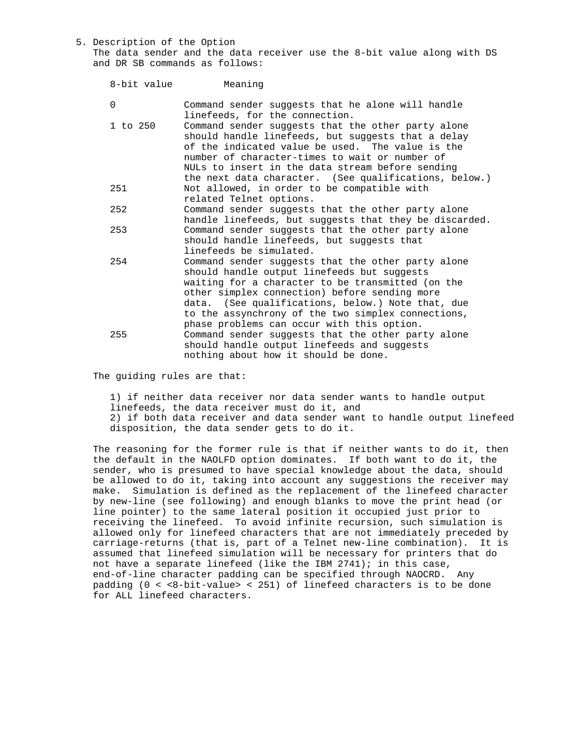5. Description of the Option

The data sender and the data receiver use the 8-bit value along with DS and DR SB commands as follows:

| 8-bit value | Meaning |
|---|---|
| 0 | Command sender suggests that he alone will handle linefeeds, for the connection. |
| 1 to 250 | Command sender suggests that the other party alone should handle linefeeds, but suggests that a delay of the indicated value be used. The value is the number of character-times to wait or number of NULs to insert in the data stream before sending the next data character. (See qualifications, below.) |
| 251 | Not allowed, in order to be compatible with related Telnet options. |
| 252 | Command sender suggests that the other party alone handle linefeeds, but suggests that they be discarded. |
| 253 | Command sender suggests that the other party alone should handle linefeeds, but suggests that linefeeds be simulated. |
| 254 | Command sender suggests that the other party alone should handle output linefeeds but suggests waiting for a character to be transmitted (on the other simplex connection) before sending more data. (See qualifications, below.) Note that, due to the assynchrony of the two simplex connections, phase problems can occur with this option. |
| 255 | Command sender suggests that the other party alone should handle output linefeeds and suggests nothing about how it should be done. |

The guiding rules are that:

1) if neither data receiver nor data sender wants to handle output linefeeds, the data receiver must do it, and
2) if both data receiver and data sender want to handle output linefeed disposition, the data sender gets to do it.

The reasoning for the former rule is that if neither wants to do it, then the default in the NAOLFD option dominates. If both want to do it, the sender, who is presumed to have special knowledge about the data, should be allowed to do it, taking into account any suggestions the receiver may make. Simulation is defined as the replacement of the linefeed character by new-line (see following) and enough blanks to move the print head (or line pointer) to the same lateral position it occupied just prior to receiving the linefeed. To avoid infinite recursion, such simulation is allowed only for linefeed characters that are not immediately preceded by carriage-returns (that is, part of a Telnet new-line combination). It is assumed that linefeed simulation will be necessary for printers that do not have a separate linefeed (like the IBM 2741); in this case, end-of-line character padding can be specified through NAOCRD. Any padding (0 < <8-bit-value> < 251) of linefeed characters is to be done for ALL linefeed characters.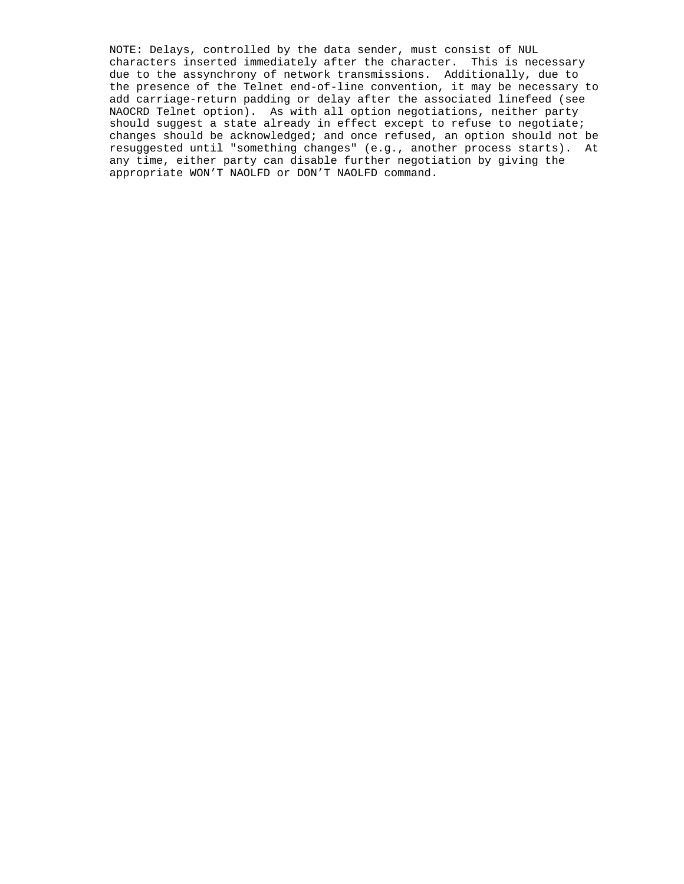NOTE: Delays, controlled by the data sender, must consist of NUL characters inserted immediately after the character. This is necessary due to the assynchrony of network transmissions. Additionally, due to the presence of the Telnet end-of-line convention, it may be necessary to add carriage-return padding or delay after the associated linefeed (see NAOCRD Telnet option). As with all option negotiations, neither party should suggest a state already in effect except to refuse to negotiate; changes should be acknowledged; and once refused, an option should not be resuggested until "something changes" (e.g., another process starts). At any time, either party can disable further negotiation by giving the appropriate WON'T NAOLFD or DON'T NAOLFD command.